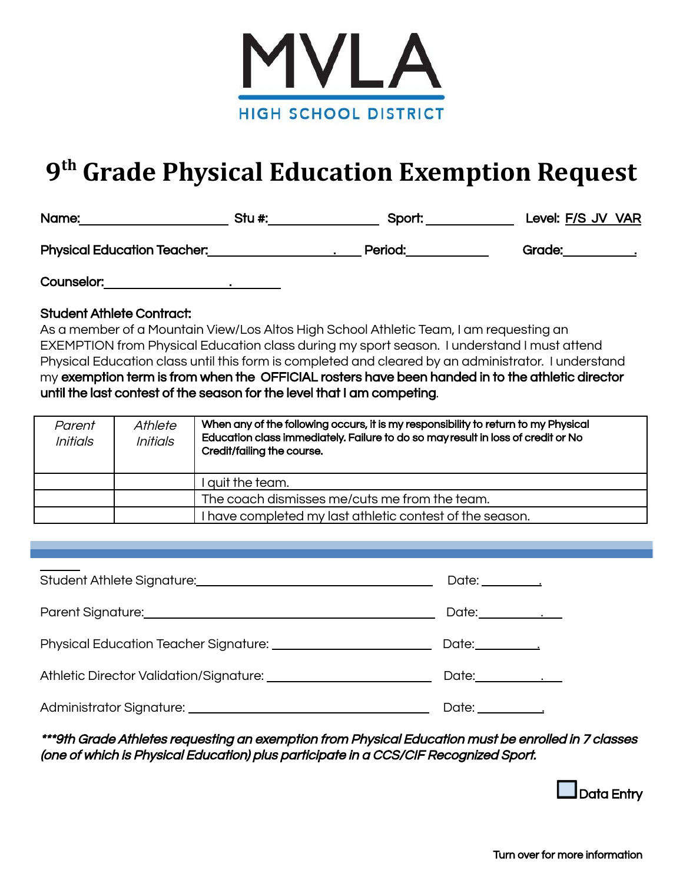MVLA

HIGH SCHOOL DISTRICT

# 9th Grade Physical Education Exemption Request

**Name:** ____________________ **Stu #:** ________________ **Sport:** ____________ **Level:** F/S JV VAR

**Physical Education Teacher:** ____________________ **Period:** ____________ **Grade:** __________

**Counselor:** ____________________

**Student Athlete Contract:**

As a member of a Mountain View/Los Altos High School Athletic Team, I am requesting an EXEMPTION from Physical Education class during my sport season. I understand I must attend Physical Education class until this form is completed and cleared by an administrator. I understand my **exemption term is from when the OFFICIAL rosters have been handed in to the athletic director until the last contest of the season for the level that I am competing**.

| *Parent Initials* | *Athlete Initials* | **When any of the following occurs, it is my responsibility to return to my Physical Education class immediately. Failure to do so may result in loss of credit or No Credit/failing the course.** |
|---|---|---|
| | | I quit the team. |
| | | The coach dismisses me/cuts me from the team. |
| | | I have completed my last athletic contest of the season. |

Student Athlete Signature: ______________________________ Date: __________

Parent Signature: ______________________________ Date: __________

Physical Education Teacher Signature: ______________________________ Date: __________

Athletic Director Validation/Signature: ______________________________ Date: __________

Administrator Signature: ______________________________ Date: __________

***\*\*\*9th Grade Athletes requesting an exemption from Physical Education must be enrolled in 7 classes (one of which is Physical Education) plus participate in a CCS/CIF Recognized Sport.***

☐ Data Entry

Turn over for more information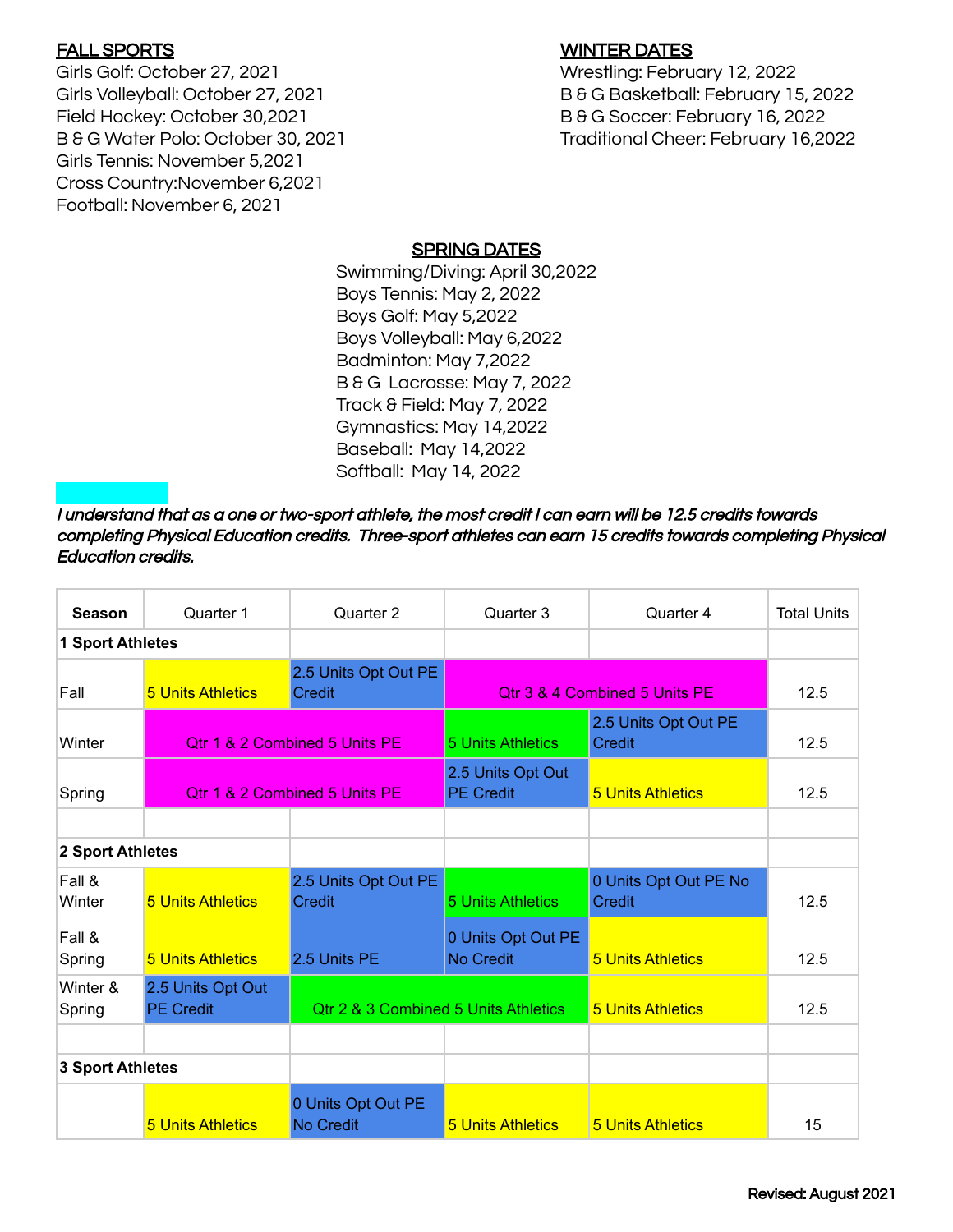**FALL SPORTS**

Girls Golf: October 27, 2021
Girls Volleyball: October 27, 2021
Field Hockey: October 30,2021
B & G Water Polo: October 30, 2021
Girls Tennis: November 5,2021
Cross Country:November 6,2021
Football: November 6, 2021

**WINTER DATES**

Wrestling: February 12, 2022
B & G Basketball: February 15, 2022
B & G Soccer: February 16, 2022
Traditional Cheer: February 16,2022

**SPRING DATES**

Swimming/Diving: April 30,2022
Boys Tennis: May 2, 2022
Boys Golf: May 5,2022
Boys Volleyball: May 6,2022
Badminton: May 7,2022
B & G Lacrosse: May 7, 2022
Track & Field: May 7, 2022
Gymnastics: May 14,2022
Baseball: May 14,2022
Softball: May 14, 2022

***I understand that as a one or two-sport athlete, the most credit I can earn will be 12.5 credits towards completing Physical Education credits. Three-sport athletes can earn 15 credits towards completing Physical Education credits.***

| Season | Quarter 1 | Quarter 2 | Quarter 3 | Quarter 4 | Total Units |
|---|---|---|---|---|---|
| **1 Sport Athletes** | | | | | |
| Fall | 5 Units Athletics | 2.5 Units Opt Out PE Credit | Qtr 3 & 4 Combined 5 Units PE | | 12.5 |
| Winter | Qtr 1 & 2 Combined 5 Units PE | | 5 Units Athletics | 2.5 Units Opt Out PE Credit | 12.5 |
| Spring | Qtr 1 & 2 Combined 5 Units PE | | 2.5 Units Opt Out PE Credit | 5 Units Athletics | 12.5 |
| | | | | | |
| **2 Sport Athletes** | | | | | |
| Fall & Winter | 5 Units Athletics | 2.5 Units Opt Out PE Credit | 5 Units Athletics | 0 Units Opt Out PE No Credit | 12.5 |
| Fall & Spring | 5 Units Athletics | 2.5 Units PE | 0 Units Opt Out PE No Credit | 5 Units Athletics | 12.5 |
| Winter & Spring | 2.5 Units Opt Out PE Credit | Qtr 2 & 3 Combined 5 Units Athletics | | 5 Units Athletics | 12.5 |
| | | | | | |
| **3 Sport Athletes** | | | | | |
| | 5 Units Athletics | 0 Units Opt Out PE No Credit | 5 Units Athletics | 5 Units Athletics | 15 |

Revised: August 2021